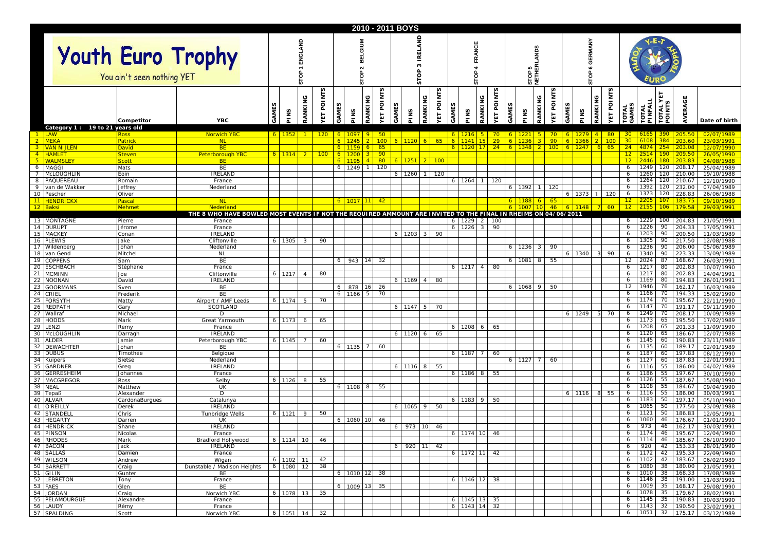# 2010 - 2011 BOYS

## Youth Euro Trophy

You ain't seen nothing YET

| | | | | STOP 1 ENGLAND | | | | STOP 2 BELGIUM | | | | STOP 3 IRELAND | | | | STOP 4 FRANCE | | | | STOP 5 NETHERLANDS | | | | STOP 6 GERMANY | | | | | | | | |
|---|---|---|---|---|---|---|---|---|---|---|---|---|---|---|---|---|---|---|---|---|---|---|---|---|---|---|---|---|---|---|---|---|
| | | Competitor | YBC | GAMES | PINS | RANKING | YET POINTS | GAMES | PINS | RANKING | YET POINTS | GAMES | PINS | RANKING | YET POINTS | GAMES | PINS | RANKING | YET POINTS | GAMES | PINS | RANKING | YET POINTS | GAMES | PINS | RANKING | YET POINTS | TOTAL GAMES | TOTAL PINFALL | TOTAL YET POINTS | AVERAGE | Date of birth |
| Category 1 : 19 to 21 years old | | | | | | | | | | | | | | | | | | | | | | | | | | | | | | | | |
| 1 | LAW | Ross | Norwich YBC | 6 | 1352 | 1 | 120 | 6 | 1097 | 9 | 50 | | | | | 6 | 1216 | 5 | 70 | 6 | 1221 | 5 | 70 | 6 | 1279 | 4 | 80 | 30 | 6165 | 390 | 205.50 | 02/07/1989 |
| 2 | MEKA | Patrick | NL | | | | | 6 | 1245 | 2 | 100 | 6 | 1120 | 6 | 65 | 6 | 1141 | 15 | 29 | 6 | 1236 | 3 | 90 | 6 | 1366 | 2 | 100 | 30 | 6108 | 384 | 203.60 | 23/03/1991 |
| 3 | VAN NIJLEN | David | BE | | | | | 6 | 1159 | 6 | 65 | | | | | 6 | 1120 | 17 | 24 | 6 | 1348 | 2 | 100 | 6 | 1247 | 6 | 65 | 24 | 4874 | 254 | 203.08 | 12/07/1990 |
| 4 | HAMLET | Steven | Peterborough YBC | 6 | 1314 | 2 | 100 | 6 | 1200 | 3 | 90 | | | | | | | | | | | | | | | | | 12 | 2514 | 190 | 209.50 | 26/05/1990 |
| 5 | WALMSLEY | Scott | BE | | | | | 6 | 1195 | 4 | 80 | 6 | 1251 | 2 | 100 | | | | | | | | | | | | | 12 | 2446 | 180 | 203.83 | 04/08/1988 |
| 6 | MAGGI | Mats | BE | | | | | 6 | 1249 | 1 | 120 | | | | | | | | | | | | | | | | | 6 | 1249 | 120 | 208.17 | 25/04/1989 |
| 7 | McLOUGHLIN | Eoin | IRELAND | | | | | | | | | 6 | 1260 | 1 | 120 | | | | | | | | | | | | | 6 | 1260 | 120 | 210.00 | 19/10/1988 |
| 8 | PAQUEREAU | Romain | France | | | | | | | | | | | | | 6 | 1264 | 1 | 120 | | | | | | | | | 6 | 1264 | 120 | 210.67 | 12/10/1990 |
| 9 | van de Wakker | Jeffrey | Nederland | | | | | | | | | | | | | | | | | 6 | 1392 | 1 | 120 | | | | | 6 | 1392 | 120 | 232.00 | 07/04/1989 |
| 10 | Pescher | Oliver | | | | | | | | | | | | | | | | | | | | | | 6 | 1373 | 1 | 120 | 6 | 1373 | 120 | 228.83 | 26/06/1988 |
| 11 | HENDRICKX | Pascal | NL | | | | | 6 | 1017 | 11 | 42 | | | | | | | | | 6 | 1188 | 6 | 65 | | | | | 12 | 2205 | 107 | 183.75 | 09/10/1989 |
| 12 | Baksi | Mehmet | Nederland | | | | | | | | | | | | | | | | | 6 | 1007 | 10 | 46 | 6 | 1148 | 7 | 60 | 12 | 2155 | 106 | 179.58 | 29/03/1991 |
| | | | THE 8 WHO HAVE BOWLED MOST EVENTS IF NOT THE REQUIRED AMMOUNT ARE INVITED TO THE FINAL IN RHEIMS ON 04/06/2011 | | | | | | | | | | | | | | | | | | | | | | | | | | | | | |
| 13 | MONTAGNE | Pierre | France | | | | | | | | | | | | | 6 | 1229 | 2 | 100 | | | | | | | | | 6 | 1229 | 100 | 204.83 | 21/05/1991 |
| 14 | DURUPT | Jérome | France | | | | | | | | | | | | | 6 | 1226 | 3 | 90 | | | | | | | | | 6 | 1226 | 90 | 204.33 | 17/05/1991 |
| 15 | MACKEY | Conan | IRELAND | | | | | | | | | 6 | 1203 | 3 | 90 | | | | | | | | | | | | | 6 | 1203 | 90 | 200.50 | 11/03/1989 |
| 16 | PLEWIS | Jake | Cliftonville | 6 | 1305 | 3 | 90 | | | | | | | | | | | | | | | | | | | | | 6 | 1305 | 90 | 217.50 | 12/08/1988 |
| 17 | Wildenberg | Johan | Nederland | | | | | | | | | | | | | | | | | 6 | 1236 | 3 | 90 | | | | | 6 | 1236 | 90 | 206.00 | 05/06/1989 |
| 18 | van Gend | Mitchel | NL | | | | | | | | | | | | | | | | | | | | | 6 | 1340 | 3 | 90 | 6 | 1340 | 90 | 223.33 | 13/09/1989 |
| 19 | COPPENS | Sam | BE | | | | | 6 | 943 | 14 | 32 | | | | | | | | | 6 | 1081 | 8 | 55 | | | | | 12 | 2024 | 87 | 168.67 | 26/03/1991 |
| 20 | ESCHBACH | Stéphane | France | | | | | | | | | | | | | 6 | 1217 | 4 | 80 | | | | | | | | | 6 | 1217 | 80 | 202.83 | 10/07/1990 |
| 21 | MCMINN | Joe | Cliftonville | 6 | 1217 | 4 | 80 | | | | | | | | | | | | | | | | | | | | | 6 | 1217 | 80 | 202.83 | 14/04/1991 |
| 22 | NOONAN | David | IRELAND | | | | | | | | | 6 | 1169 | 4 | 80 | | | | | | | | | | | | | 6 | 1169 | 80 | 194.83 | 26/01/1991 |
| 23 | GOORMANS | Sven | BE | | | | | 6 | 878 | 16 | 26 | | | | | | | | | 6 | 1068 | 9 | 50 | | | | | 12 | 1946 | 76 | 162.17 | 16/03/1989 |
| 24 | CRIEL | Frederik | BE | | | | | 6 | 1166 | 5 | 70 | | | | | | | | | | | | | | | | | 6 | 1166 | 70 | 194.33 | 15/02/1990 |
| 25 | FORSYTH | Matty | Airport / AMF Leeds | 6 | 1174 | 5 | 70 | | | | | | | | | | | | | | | | | | | | | 6 | 1174 | 70 | 195.67 | 22/11/1990 |
| 26 | REDPATH | Gary | SCOTLAND | | | | | | | | | 6 | 1147 | 5 | 70 | | | | | | | | | | | | | 6 | 1147 | 70 | 191.17 | 09/11/1990 |
| 27 | Wallraf | Michael | D | | | | | | | | | | | | | | | | | | | | | 6 | 1249 | 5 | 70 | 6 | 1249 | 70 | 208.17 | 10/09/1989 |
| 28 | HODDS | Mark | Great Yarmouth | 6 | 1173 | 6 | 65 | | | | | | | | | | | | | | | | | | | | | 6 | 1173 | 65 | 195.50 | 17/02/1989 |
| 29 | LENZI | Remy | France | | | | | | | | | | | | | 6 | 1208 | 6 | 65 | | | | | | | | | 6 | 1208 | 65 | 201.33 | 11/09/1990 |
| 30 | McLOUGHLIN | Darragh | IRELAND | | | | | | | | | 6 | 1120 | 6 | 65 | | | | | | | | | | | | | 6 | 1120 | 65 | 186.67 | 12/07/1988 |
| 31 | ALDER | Jamie | Peterborough YBC | 6 | 1145 | 7 | 60 | | | | | | | | | | | | | | | | | | | | | 6 | 1145 | 60 | 190.83 | 23/11/1989 |
| 32 | DEWACHTER | Johan | BE | | | | | 6 | 1135 | 7 | 60 | | | | | | | | | | | | | | | | | 6 | 1135 | 60 | 189.17 | 02/01/1989 |
| 33 | DUBUS | Timothée | Belgique | | | | | | | | | | | | | 6 | 1187 | 7 | 60 | | | | | | | | | 6 | 1187 | 60 | 197.83 | 08/12/1990 |
| 34 | Kuipers | Sietse | Nederland | | | | | | | | | | | | | | | | | 6 | 1127 | 7 | 60 | | | | | 6 | 1127 | 60 | 187.83 | 12/01/1991 |
| 35 | GARDNER | Greg | IRELAND | | | | | | | | | 6 | 1116 | 8 | 55 | | | | | | | | | | | | | 6 | 1116 | 55 | 186.00 | 04/02/1989 |
| 36 | GERRESHEIM | Johannes | France | | | | | | | | | | | | | 6 | 1186 | 8 | 55 | | | | | | | | | 6 | 1186 | 55 | 197.67 | 30/10/1990 |
| 37 | MACGREGOR | Ross | Selby | 6 | 1126 | 8 | 55 | | | | | | | | | | | | | | | | | | | | | 6 | 1126 | 55 | 187.67 | 15/08/1990 |
| 38 | NEAL | Matthew | UK | | | | | 6 | 1108 | 8 | 55 | | | | | | | | | | | | | | | | | 6 | 1108 | 55 | 184.67 | 09/04/1990 |
| 39 | Tepaß | Alexander | D | | | | | | | | | | | | | | | | | | | | | 6 | 1116 | 8 | 55 | 6 | 1116 | 55 | 186.00 | 30/03/1991 |
| 40 | ALVAR | CardonaBurgues | Catalunya | | | | | | | | | | | | | 6 | 1183 | 9 | 50 | | | | | | | | | 6 | 1183 | 50 | 197.17 | 05/10/1990 |
| 41 | O'REILLY | Derek | IRELAND | | | | | | | | | 6 | 1065 | 9 | 50 | | | | | | | | | | | | | 6 | 1065 | 50 | 177.50 | 23/09/1988 |
| 42 | STANDELL | Chris | Tunbridge Wells | 6 | 1121 | 9 | 50 | | | | | | | | | | | | | | | | | | | | | 6 | 1121 | 50 | 186.83 | 12/05/1991 |
| 43 | HEGARTY | Darren | UK | | | | | 6 | 1060 | 10 | 46 | | | | | | | | | | | | | | | | | 6 | 1060 | 46 | 176.67 | 01/01/1990 |
| 44 | HENDRICK | Shane | IRELAND | | | | | | | | | 6 | 973 | 10 | 46 | | | | | | | | | | | | | 6 | 973 | 46 | 162.17 | 30/03/1991 |
| 45 | PINSON | Nicolas | France | | | | | | | | | | | | | 6 | 1174 | 10 | 46 | | | | | | | | | 6 | 1174 | 46 | 195.67 | 12/04/1990 |
| 46 | RHODES | Mark | Bradford Hollywood | 6 | 1114 | 10 | 46 | | | | | | | | | | | | | | | | | | | | | 6 | 1114 | 46 | 185.67 | 06/10/1990 |
| 47 | BACON | Jack | IRELAND | | | | | | | | | 6 | 920 | 11 | 42 | | | | | | | | | | | | | 6 | 920 | 42 | 153.33 | 28/01/1990 |
| 48 | SALLAS | Damien | France | | | | | | | | | | | | | 6 | 1172 | 11 | 42 | | | | | | | | | 6 | 1172 | 42 | 195.33 | 22/09/1990 |
| 49 | WILSON | Andrew | Wigan | 6 | 1102 | 11 | 42 | | | | | | | | | | | | | | | | | | | | | 6 | 1102 | 42 | 183.67 | 06/02/1989 |
| 50 | BARRETT | Craig | Dunstable / Madison Heights | 6 | 1080 | 12 | 38 | | | | | | | | | | | | | | | | | | | | | 6 | 1080 | 38 | 180.00 | 21/05/1991 |
| 51 | GILIN | Gunter | BE | | | | | 6 | 1010 | 12 | 38 | | | | | | | | | | | | | | | | | 6 | 1010 | 38 | 168.33 | 17/08/1989 |
| 52 | LEBRETON | Tony | France | | | | | | | | | | | | | 6 | 1146 | 12 | 38 | | | | | | | | | 6 | 1146 | 38 | 191.00 | 11/03/1991 |
| 53 | FAES | Glen | BE | | | | | 6 | 1009 | 13 | 35 | | | | | | | | | | | | | | | | | 6 | 1009 | 35 | 168.17 | 29/08/1990 |
| 54 | JORDAN | Craig | Norwich YBC | 6 | 1078 | 13 | 35 | | | | | | | | | | | | | | | | | | | | | 6 | 1078 | 35 | 179.67 | 28/02/1991 |
| 55 | PELAMOURGUE | Alexandre | France | | | | | | | | | | | | | 6 | 1145 | 13 | 35 | | | | | | | | | 6 | 1145 | 35 | 190.83 | 30/03/1990 |
| 56 | LAUDY | Rémy | France | | | | | | | | | | | | | 6 | 1143 | 14 | 32 | | | | | | | | | 6 | 1143 | 32 | 190.50 | 23/02/1991 |
| 57 | SPALDING | Scott | Norwich YBC | 6 | 1051 | 14 | 32 | | | | | | | | | | | | | | | | | | | | | 6 | 1051 | 32 | 175.17 | 03/12/1989 |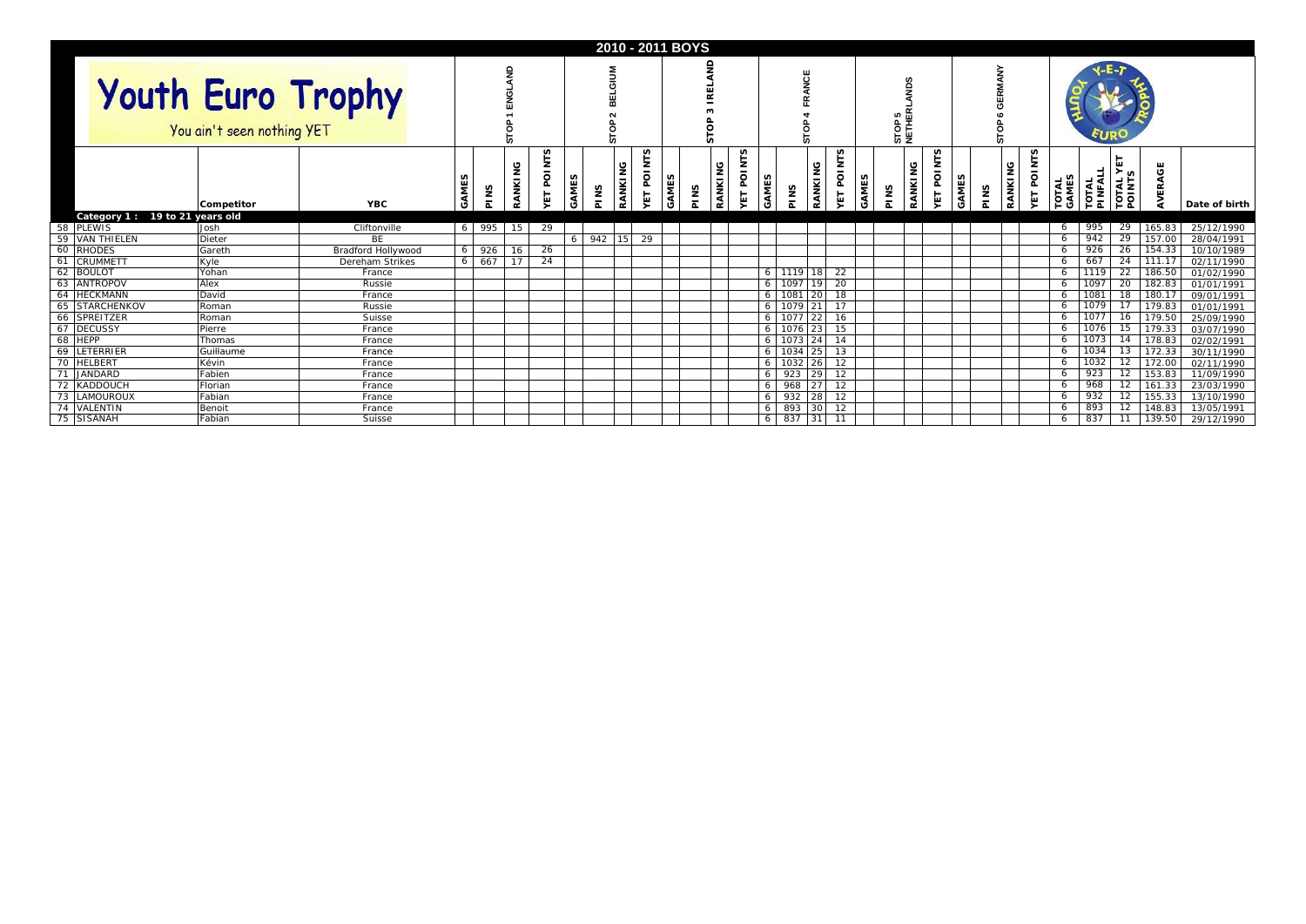# 2010 - 2011 BOYS

## Youth Euro Trophy

You ain't seen nothing YET

| | Competitor | | YBC | STOP 1 ENGLAND GAMES | PINS | RANKING | YET POINTS | STOP 2 BELGIUM GAMES | PINS | RANKING | YET POINTS | STOP 3 IRELAND GAMES | PINS | RANKING | YET POINTS | STOP 4 FRANCE GAMES | PINS | RANKING | YET POINTS | STOP 5 NETHERLANDS GAMES | PINS | RANKING | YET POINTS | STOP 6 GERMANY GAMES | PINS | RANKING | YET POINTS | TOTAL GAMES | TOTAL PINFALL | TOTAL YET POINTS | AVERAGE | Date of birth |
|---|---|---|---|---|---|---|---|---|---|---|---|---|---|---|---|---|---|---|---|---|---|---|---|---|---|---|---|---|---|---|---|---|
| **Category 1 : 19 to 21 years old** | | | | | | | | | | | | | | | | | | | | | | | | | | | | | | | | |
| 58 | PLEWIS | Josh | Cliftonville | 6 | 995 | 15 | 29 | | | | | | | | | | | | | | | | | | | | | 6 | 995 | 29 | 165.83 | 25/12/1990 |
| 59 | VAN THIELEN | Dieter | BE | | | | | 6 | 942 | 15 | 29 | | | | | | | | | | | | | | | | | 6 | 942 | 29 | 157.00 | 28/04/1991 |
| 60 | RHODES | Gareth | Bradford Hollywood | 6 | 926 | 16 | 26 | | | | | | | | | | | | | | | | | | | | | 6 | 926 | 26 | 154.33 | 10/10/1989 |
| 61 | CRUMMETT | Kyle | Dereham Strikes | 6 | 667 | 17 | 24 | | | | | | | | | | | | | | | | | | | | | 6 | 667 | 24 | 111.17 | 02/11/1990 |
| 62 | BOULOT | Yohan | France | | | | | | | | | | | | | 6 | 1119 | 18 | 22 | | | | | | | | | 6 | 1119 | 22 | 186.50 | 01/02/1990 |
| 63 | ANTROPOV | Alex | Russie | | | | | | | | | | | | | 6 | 1097 | 19 | 20 | | | | | | | | | 6 | 1097 | 20 | 182.83 | 01/01/1991 |
| 64 | HECKMANN | David | France | | | | | | | | | | | | | 6 | 1081 | 20 | 18 | | | | | | | | | 6 | 1081 | 18 | 180.17 | 09/01/1991 |
| 65 | STARCHENKOV | Roman | Russie | | | | | | | | | | | | | 6 | 1079 | 21 | 17 | | | | | | | | | 6 | 1079 | 17 | 179.83 | 01/01/1991 |
| 66 | SPREITZER | Roman | Suisse | | | | | | | | | | | | | 6 | 1077 | 22 | 16 | | | | | | | | | 6 | 1077 | 16 | 179.50 | 25/09/1990 |
| 67 | DECUSSY | Pierre | France | | | | | | | | | | | | | 6 | 1076 | 23 | 15 | | | | | | | | | 6 | 1076 | 15 | 179.33 | 03/07/1990 |
| 68 | HEPP | Thomas | France | | | | | | | | | | | | | 6 | 1073 | 24 | 14 | | | | | | | | | 6 | 1073 | 14 | 178.83 | 02/02/1991 |
| 69 | LETERRIER | Guillaume | France | | | | | | | | | | | | | 6 | 1034 | 25 | 13 | | | | | | | | | 6 | 1034 | 13 | 172.33 | 30/11/1990 |
| 70 | HELBERT | Kévin | France | | | | | | | | | | | | | 6 | 1032 | 26 | 12 | | | | | | | | | 6 | 1032 | 12 | 172.00 | 02/11/1990 |
| 71 | JANDARD | Fabien | France | | | | | | | | | | | | | 6 | 923 | 29 | 12 | | | | | | | | | 6 | 923 | 12 | 153.83 | 11/09/1990 |
| 72 | KADDOUCH | Florian | France | | | | | | | | | | | | | 6 | 968 | 27 | 12 | | | | | | | | | 6 | 968 | 12 | 161.33 | 23/03/1990 |
| 73 | LAMOUROUX | Fabian | France | | | | | | | | | | | | | 6 | 932 | 28 | 12 | | | | | | | | | 6 | 932 | 12 | 155.33 | 13/10/1990 |
| 74 | VALENTIN | Benoit | France | | | | | | | | | | | | | 6 | 893 | 30 | 12 | | | | | | | | | 6 | 893 | 12 | 148.83 | 13/05/1991 |
| 75 | SISANAH | Fabian | Suisse | | | | | | | | | | | | | 6 | 837 | 31 | 11 | | | | | | | | | 6 | 837 | 11 | 139.50 | 29/12/1990 |